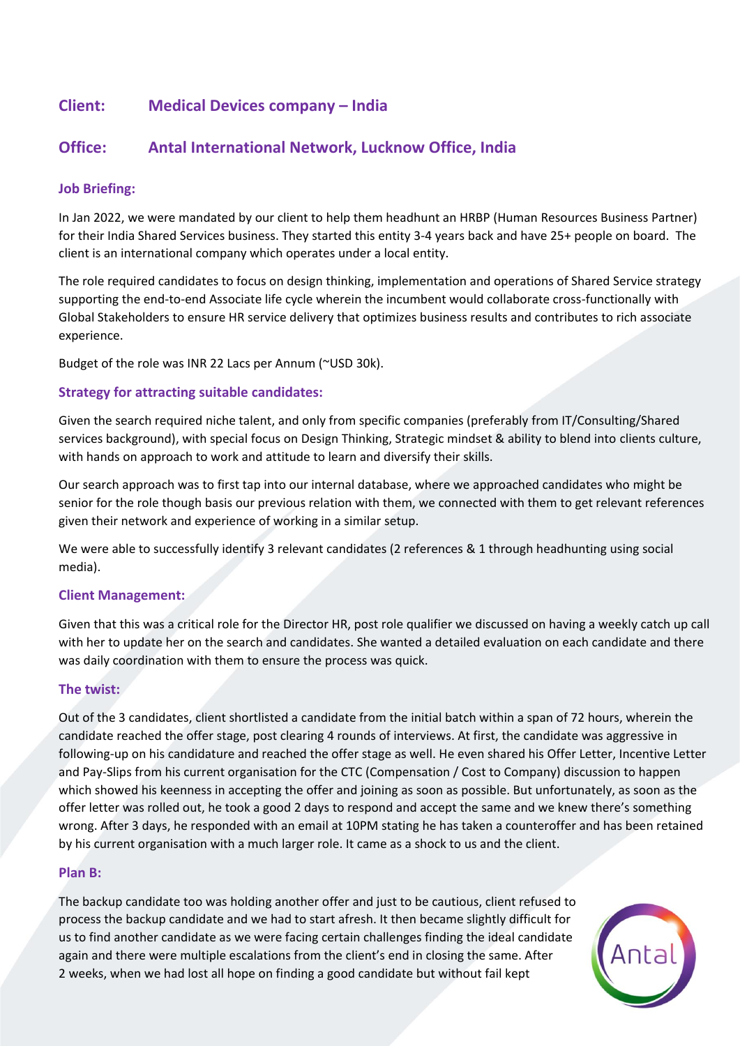## Client: Medical Devices company – India

## Office: Antal International Network, Lucknow Office, India

### Job Briefing:

In Jan 2022, we were mandated by our client to help them headhunt an HRBP (Human Resources Business Partner) for their India Shared Services business. They started this entity 3-4 years back and have 25+ people on board. The client is an international company which operates under a local entity.

The role required candidates to focus on design thinking, implementation and operations of Shared Service strategy supporting the end-to-end Associate life cycle wherein the incumbent would collaborate cross-functionally with Global Stakeholders to ensure HR service delivery that optimizes business results and contributes to rich associate experience.

Budget of the role was INR 22 Lacs per Annum (~USD 30k).

### Strategy for attracting suitable candidates:

Given the search required niche talent, and only from specific companies (preferably from IT/Consulting/Shared services background), with special focus on Design Thinking, Strategic mindset & ability to blend into clients culture, with hands on approach to work and attitude to learn and diversify their skills.

Our search approach was to first tap into our internal database, where we approached candidates who might be senior for the role though basis our previous relation with them, we connected with them to get relevant references given their network and experience of working in a similar setup.

We were able to successfully identify 3 relevant candidates (2 references & 1 through headhunting using social media).

### Client Management:

Given that this was a critical role for the Director HR, post role qualifier we discussed on having a weekly catch up call with her to update her on the search and candidates. She wanted a detailed evaluation on each candidate and there was daily coordination with them to ensure the process was quick.

### The twist:

Out of the 3 candidates, client shortlisted a candidate from the initial batch within a span of 72 hours, wherein the candidate reached the offer stage, post clearing 4 rounds of interviews. At first, the candidate was aggressive in following-up on his candidature and reached the offer stage as well. He even shared his Offer Letter, Incentive Letter and Pay-Slips from his current organisation for the CTC (Compensation / Cost to Company) discussion to happen which showed his keenness in accepting the offer and joining as soon as possible. But unfortunately, as soon as the offer letter was rolled out, he took a good 2 days to respond and accept the same and we knew there's something wrong. After 3 days, he responded with an email at 10PM stating he has taken a counteroffer and has been retained by his current organisation with a much larger role. It came as a shock to us and the client.

### Plan B:

The backup candidate too was holding another offer and just to be cautious, client refused to process the backup candidate and we had to start afresh. It then became slightly difficult for us to find another candidate as we were facing certain challenges finding the ideal candidate again and there were multiple escalations from the client's end in closing the same. After 2 weeks, when we had lost all hope on finding a good candidate but without fail kept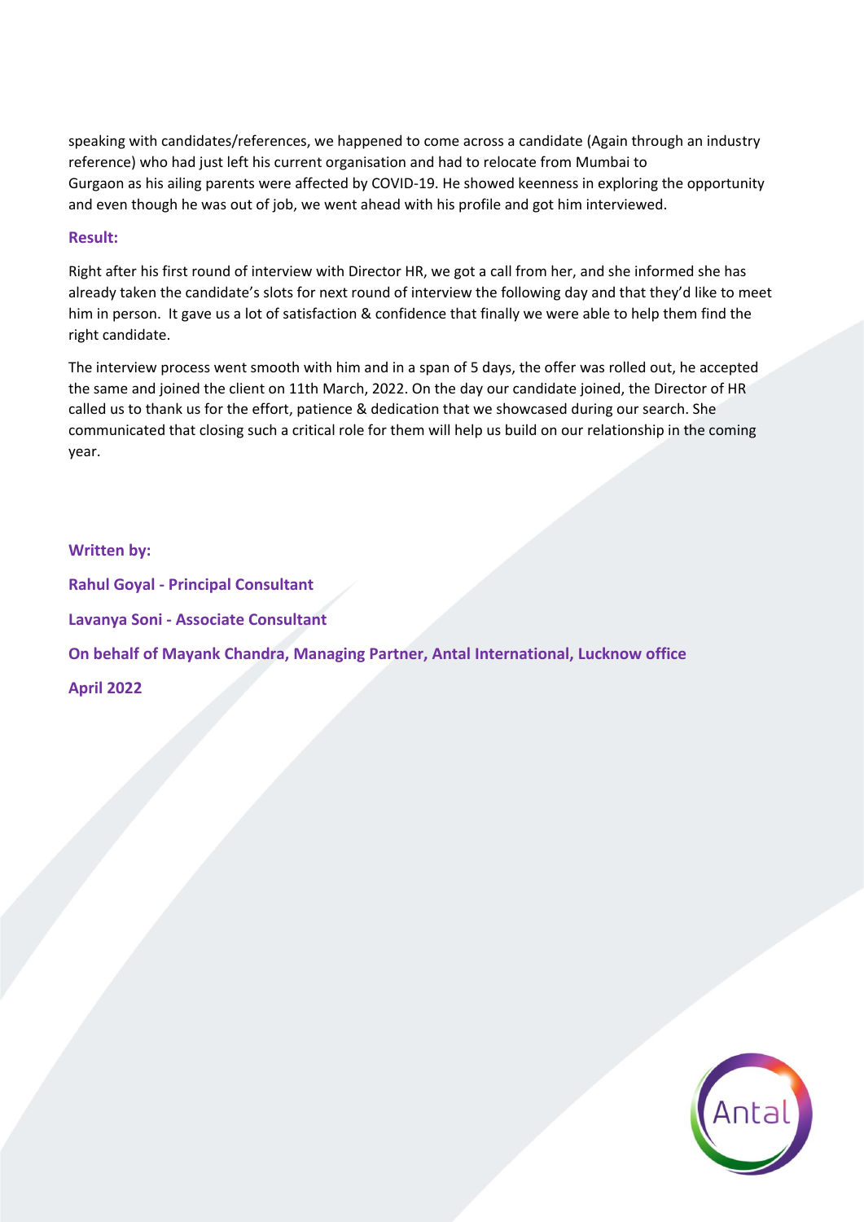speaking with candidates/references, we happened to come across a candidate (Again through an industry reference) who had just left his current organisation and had to relocate from Mumbai to Gurgaon as his ailing parents were affected by COVID-19. He showed keenness in exploring the opportunity and even though he was out of job, we went ahead with his profile and got him interviewed.

### Result:

Right after his first round of interview with Director HR, we got a call from her, and she informed she has already taken the candidate's slots for next round of interview the following day and that they'd like to meet him in person. It gave us a lot of satisfaction & confidence that finally we were able to help them find the right candidate.

The interview process went smooth with him and in a span of 5 days, the offer was rolled out, he accepted the same and joined the client on 11th March, 2022. On the day our candidate joined, the Director of HR called us to thank us for the effort, patience & dedication that we showcased during our search. She communicated that closing such a critical role for them will help us build on our relationship in the coming year.

**Written by:**

**Rahul Goyal - Principal Consultant**

**Lavanya Soni - Associate Consultant**

**On behalf of Mayank Chandra, Managing Partner, Antal International, Lucknow office**

**April 2022**